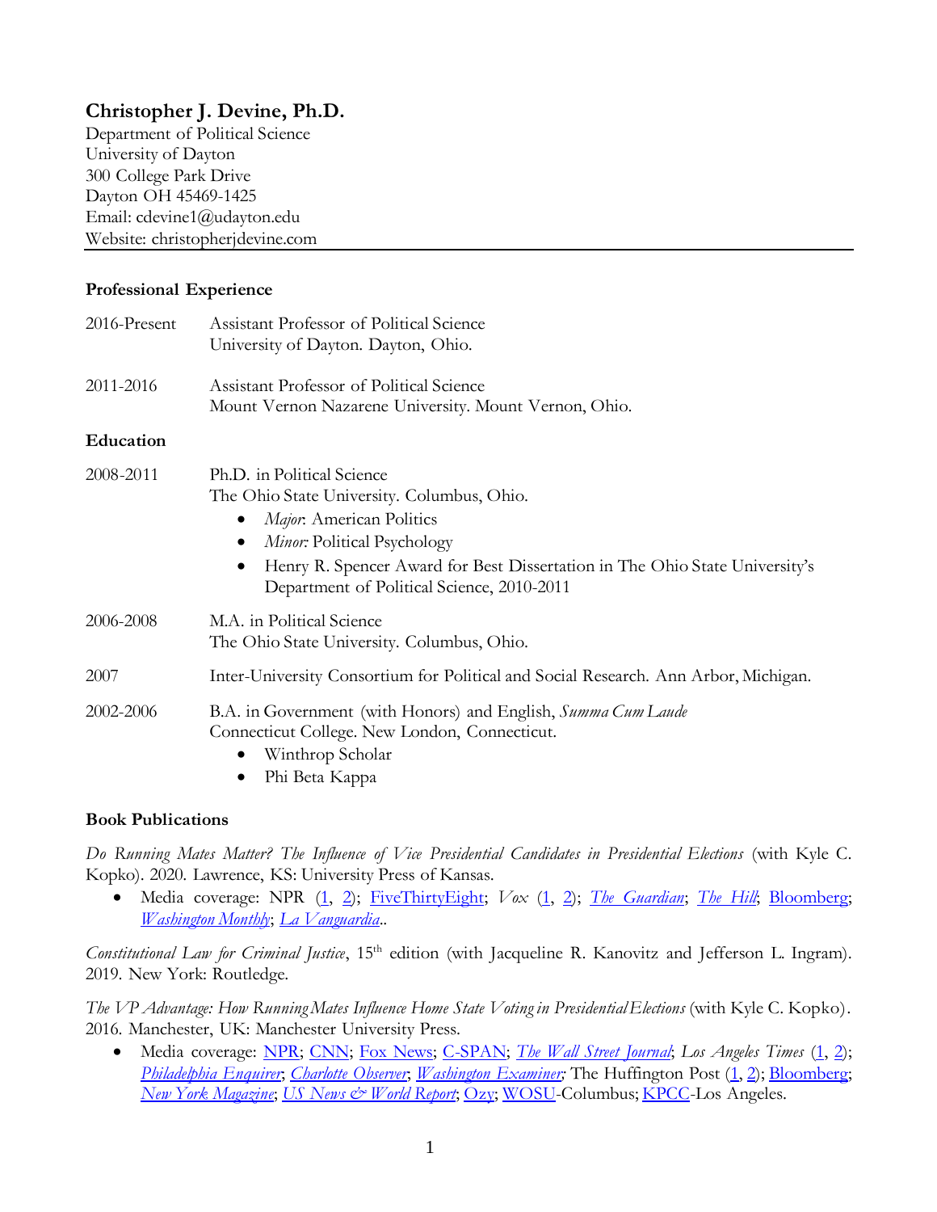# Christopher J. Devine, Ph.D.

Department of Political Science
University of Dayton
300 College Park Drive
Dayton OH 45469-1425
Email: cdevine1@udayton.edu
Website: christopherjdevine.com

---

**Professional Experience**

| | |
|---|---|
| 2016-Present | Assistant Professor of Political Science<br>University of Dayton. Dayton, Ohio. |
| 2011-2016 | Assistant Professor of Political Science<br>Mount Vernon Nazarene University. Mount Vernon, Ohio. |

**Education**

2008-2011 — Ph.D. in Political Science
The Ohio State University. Columbus, Ohio.

- *Major*: American Politics
- *Minor:* Political Psychology
- Henry R. Spencer Award for Best Dissertation in The Ohio State University's Department of Political Science, 2010-2011

2006-2008 — M.A. in Political Science
The Ohio State University. Columbus, Ohio.

2007 — Inter-University Consortium for Political and Social Research. Ann Arbor, Michigan.

2002-2006 — B.A. in Government (with Honors) and English, *Summa Cum Laude*
Connecticut College. New London, Connecticut.

- Winthrop Scholar
- Phi Beta Kappa

**Book Publications**

*Do Running Mates Matter? The Influence of Vice Presidential Candidates in Presidential Elections* (with Kyle C. Kopko). 2020. Lawrence, KS: University Press of Kansas.

- Media coverage: NPR (1, 2); FiveThirtyEight; *Vox* (1, 2); *The Guardian*; *The Hill*; Bloomberg; *Washington Monthly*; *La Vanguardia*..

*Constitutional Law for Criminal Justice*, 15th edition (with Jacqueline R. Kanovitz and Jefferson L. Ingram). 2019. New York: Routledge.

*The VP Advantage: How Running Mates Influence Home State Voting in Presidential Elections* (with Kyle C. Kopko). 2016. Manchester, UK: Manchester University Press.

- Media coverage: NPR; CNN; Fox News; C-SPAN; *The Wall Street Journal*; *Los Angeles Times* (1, 2); *Philadelphia Enquirer*; *Charlotte Observer*; *Washington Examiner;* The Huffington Post (1, 2); Bloomberg; *New York Magazine*; *US News & World Report*; Ozy; WOSU-Columbus; KPCC-Los Angeles.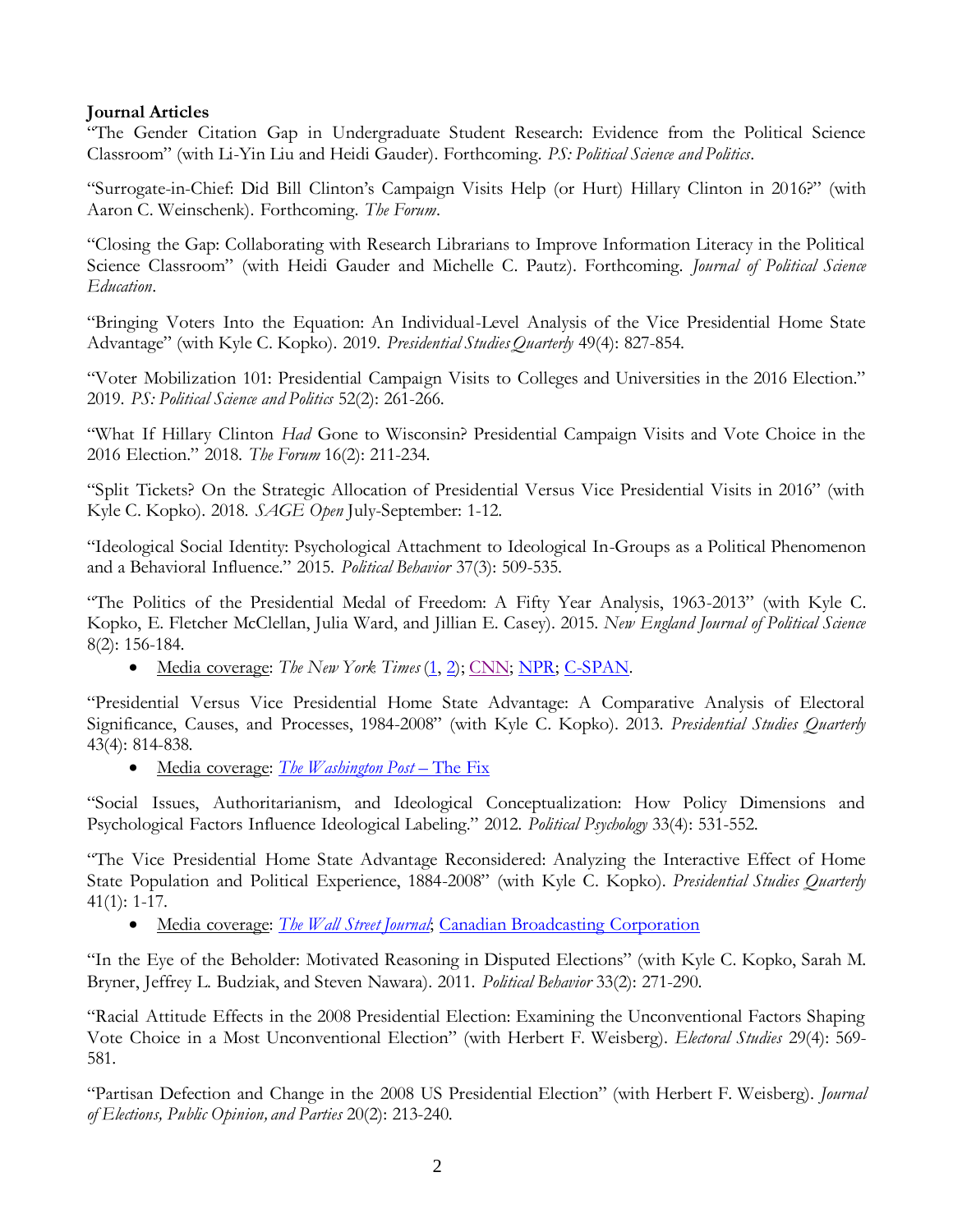**Journal Articles**

"The Gender Citation Gap in Undergraduate Student Research: Evidence from the Political Science Classroom" (with Li-Yin Liu and Heidi Gauder). Forthcoming. *PS: Political Science and Politics*.

"Surrogate-in-Chief: Did Bill Clinton's Campaign Visits Help (or Hurt) Hillary Clinton in 2016?" (with Aaron C. Weinschenk). Forthcoming. *The Forum*.

"Closing the Gap: Collaborating with Research Librarians to Improve Information Literacy in the Political Science Classroom" (with Heidi Gauder and Michelle C. Pautz). Forthcoming. *Journal of Political Science Education*.

"Bringing Voters Into the Equation: An Individual-Level Analysis of the Vice Presidential Home State Advantage" (with Kyle C. Kopko). 2019. *Presidential Studies Quarterly* 49(4): 827-854.

"Voter Mobilization 101: Presidential Campaign Visits to Colleges and Universities in the 2016 Election." 2019. *PS: Political Science and Politics* 52(2): 261-266.

"What If Hillary Clinton *Had* Gone to Wisconsin? Presidential Campaign Visits and Vote Choice in the 2016 Election." 2018. *The Forum* 16(2): 211-234.

"Split Tickets? On the Strategic Allocation of Presidential Versus Vice Presidential Visits in 2016" (with Kyle C. Kopko). 2018. *SAGE Open* July-September: 1-12.

"Ideological Social Identity: Psychological Attachment to Ideological In-Groups as a Political Phenomenon and a Behavioral Influence." 2015. *Political Behavior* 37(3): 509-535.

"The Politics of the Presidential Medal of Freedom: A Fifty Year Analysis, 1963-2013" (with Kyle C. Kopko, E. Fletcher McClellan, Julia Ward, and Jillian E. Casey). 2015. *New England Journal of Political Science* 8(2): 156-184.

- Media coverage: *The New York Times* (1, 2); CNN; NPR; C-SPAN.

"Presidential Versus Vice Presidential Home State Advantage: A Comparative Analysis of Electoral Significance, Causes, and Processes, 1984-2008" (with Kyle C. Kopko). 2013. *Presidential Studies Quarterly* 43(4): 814-838.

- Media coverage: *The Washington Post* – The Fix

"Social Issues, Authoritarianism, and Ideological Conceptualization: How Policy Dimensions and Psychological Factors Influence Ideological Labeling." 2012. *Political Psychology* 33(4): 531-552.

"The Vice Presidential Home State Advantage Reconsidered: Analyzing the Interactive Effect of Home State Population and Political Experience, 1884-2008" (with Kyle C. Kopko). *Presidential Studies Quarterly* 41(1): 1-17.

- Media coverage: *The Wall Street Journal*; Canadian Broadcasting Corporation

"In the Eye of the Beholder: Motivated Reasoning in Disputed Elections" (with Kyle C. Kopko, Sarah M. Bryner, Jeffrey L. Budziak, and Steven Nawara). 2011. *Political Behavior* 33(2): 271-290.

"Racial Attitude Effects in the 2008 Presidential Election: Examining the Unconventional Factors Shaping Vote Choice in a Most Unconventional Election" (with Herbert F. Weisberg). *Electoral Studies* 29(4): 569-581.

"Partisan Defection and Change in the 2008 US Presidential Election" (with Herbert F. Weisberg). *Journal of Elections, Public Opinion, and Parties* 20(2): 213-240.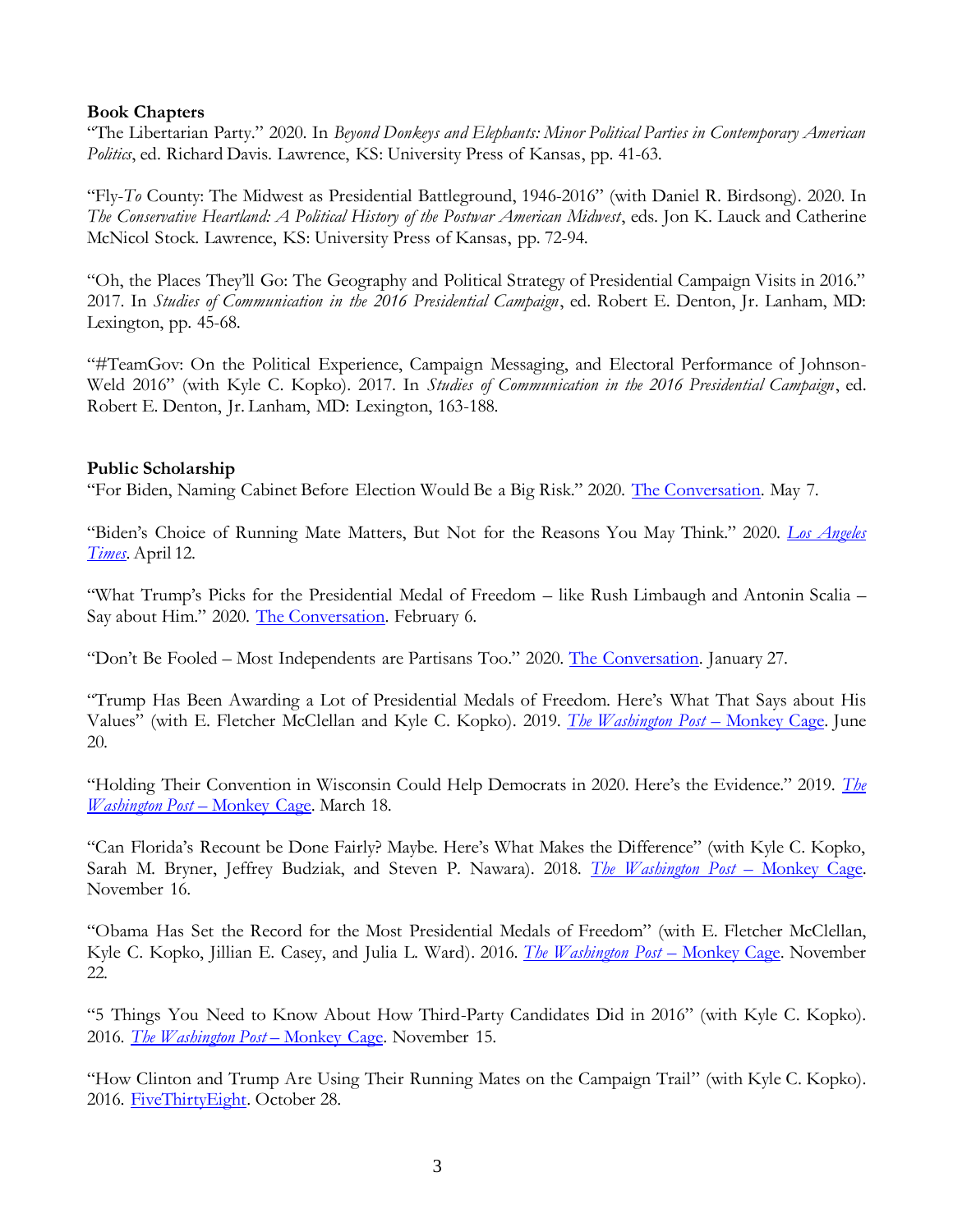**Book Chapters**

"The Libertarian Party." 2020. In *Beyond Donkeys and Elephants: Minor Political Parties in Contemporary American Politics*, ed. Richard Davis. Lawrence, KS: University Press of Kansas, pp. 41-63.

"Fly-*To* County: The Midwest as Presidential Battleground, 1946-2016" (with Daniel R. Birdsong). 2020. In *The Conservative Heartland: A Political History of the Postwar American Midwest*, eds. Jon K. Lauck and Catherine McNicol Stock. Lawrence, KS: University Press of Kansas, pp. 72-94.

"Oh, the Places They'll Go: The Geography and Political Strategy of Presidential Campaign Visits in 2016." 2017. In *Studies of Communication in the 2016 Presidential Campaign*, ed. Robert E. Denton, Jr. Lanham, MD: Lexington, pp. 45-68.

"#TeamGov: On the Political Experience, Campaign Messaging, and Electoral Performance of Johnson-Weld 2016" (with Kyle C. Kopko). 2017. In *Studies of Communication in the 2016 Presidential Campaign*, ed. Robert E. Denton, Jr. Lanham, MD: Lexington, 163-188.

**Public Scholarship**

"For Biden, Naming Cabinet Before Election Would Be a Big Risk." 2020. The Conversation. May 7.

"Biden's Choice of Running Mate Matters, But Not for the Reasons You May Think." 2020. *Los Angeles Times*. April 12.

"What Trump's Picks for the Presidential Medal of Freedom – like Rush Limbaugh and Antonin Scalia – Say about Him." 2020. The Conversation. February 6.

"Don't Be Fooled – Most Independents are Partisans Too." 2020. The Conversation. January 27.

"Trump Has Been Awarding a Lot of Presidential Medals of Freedom. Here's What That Says about His Values" (with E. Fletcher McClellan and Kyle C. Kopko). 2019. *The Washington Post* – Monkey Cage. June 20.

"Holding Their Convention in Wisconsin Could Help Democrats in 2020. Here's the Evidence." 2019. *The Washington Post* – Monkey Cage. March 18.

"Can Florida's Recount be Done Fairly? Maybe. Here's What Makes the Difference" (with Kyle C. Kopko, Sarah M. Bryner, Jeffrey Budziak, and Steven P. Nawara). 2018. *The Washington Post* – Monkey Cage. November 16.

"Obama Has Set the Record for the Most Presidential Medals of Freedom" (with E. Fletcher McClellan, Kyle C. Kopko, Jillian E. Casey, and Julia L. Ward). 2016. *The Washington Post* – Monkey Cage. November 22.

"5 Things You Need to Know About How Third-Party Candidates Did in 2016" (with Kyle C. Kopko). 2016. *The Washington Post* – Monkey Cage. November 15.

"How Clinton and Trump Are Using Their Running Mates on the Campaign Trail" (with Kyle C. Kopko). 2016. FiveThirtyEight. October 28.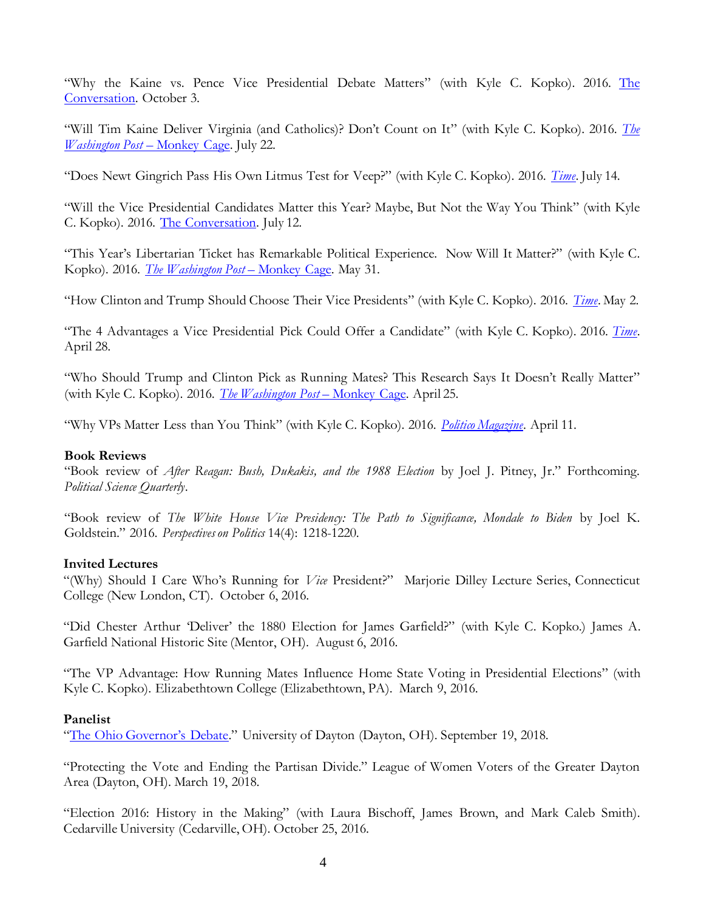"Why the Kaine vs. Pence Vice Presidential Debate Matters" (with Kyle C. Kopko). 2016. The Conversation. October 3.

"Will Tim Kaine Deliver Virginia (and Catholics)? Don't Count on It" (with Kyle C. Kopko). 2016. *The Washington Post* – Monkey Cage. July 22.

"Does Newt Gingrich Pass His Own Litmus Test for Veep?" (with Kyle C. Kopko). 2016. *Time*. July 14.

"Will the Vice Presidential Candidates Matter this Year? Maybe, But Not the Way You Think" (with Kyle C. Kopko). 2016. The Conversation. July 12.

"This Year's Libertarian Ticket has Remarkable Political Experience. Now Will It Matter?" (with Kyle C. Kopko). 2016. *The Washington Post* – Monkey Cage. May 31.

"How Clinton and Trump Should Choose Their Vice Presidents" (with Kyle C. Kopko). 2016. *Time*. May 2.

"The 4 Advantages a Vice Presidential Pick Could Offer a Candidate" (with Kyle C. Kopko). 2016. *Time*. April 28.

"Who Should Trump and Clinton Pick as Running Mates? This Research Says It Doesn't Really Matter" (with Kyle C. Kopko). 2016. *The Washington Post* – Monkey Cage. April 25.

"Why VPs Matter Less than You Think" (with Kyle C. Kopko). 2016. *Politico Magazine*. April 11.

**Book Reviews**

"Book review of *After Reagan: Bush, Dukakis, and the 1988 Election* by Joel J. Pitney, Jr." Forthcoming. *Political Science Quarterly*.

"Book review of *The White House Vice Presidency: The Path to Significance, Mondale to Biden* by Joel K. Goldstein." 2016. *Perspectives on Politics* 14(4): 1218-1220.

**Invited Lectures**

"(Why) Should I Care Who's Running for *Vice* President?" Marjorie Dilley Lecture Series, Connecticut College (New London, CT). October 6, 2016.

"Did Chester Arthur 'Deliver' the 1880 Election for James Garfield?" (with Kyle C. Kopko.) James A. Garfield National Historic Site (Mentor, OH). August 6, 2016.

"The VP Advantage: How Running Mates Influence Home State Voting in Presidential Elections" (with Kyle C. Kopko). Elizabethtown College (Elizabethtown, PA). March 9, 2016.

**Panelist**

"The Ohio Governor's Debate." University of Dayton (Dayton, OH). September 19, 2018.

"Protecting the Vote and Ending the Partisan Divide." League of Women Voters of the Greater Dayton Area (Dayton, OH). March 19, 2018.

"Election 2016: History in the Making" (with Laura Bischoff, James Brown, and Mark Caleb Smith). Cedarville University (Cedarville, OH). October 25, 2016.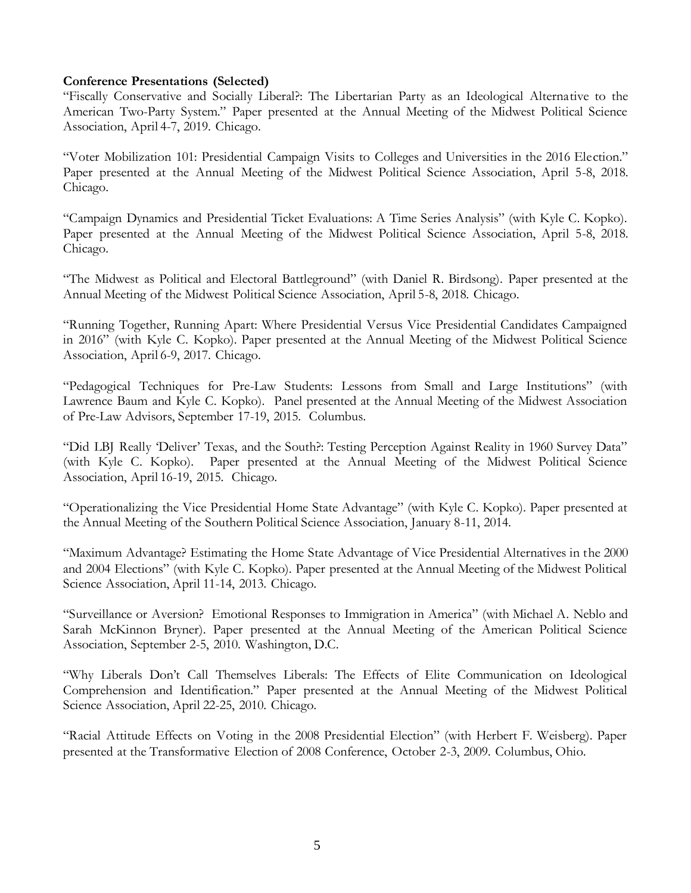**Conference Presentations (Selected)**

"Fiscally Conservative and Socially Liberal?: The Libertarian Party as an Ideological Alternative to the American Two-Party System." Paper presented at the Annual Meeting of the Midwest Political Science Association, April 4-7, 2019. Chicago.

"Voter Mobilization 101: Presidential Campaign Visits to Colleges and Universities in the 2016 Election." Paper presented at the Annual Meeting of the Midwest Political Science Association, April 5-8, 2018. Chicago.

"Campaign Dynamics and Presidential Ticket Evaluations: A Time Series Analysis" (with Kyle C. Kopko). Paper presented at the Annual Meeting of the Midwest Political Science Association, April 5-8, 2018. Chicago.

"The Midwest as Political and Electoral Battleground" (with Daniel R. Birdsong). Paper presented at the Annual Meeting of the Midwest Political Science Association, April 5-8, 2018. Chicago.

"Running Together, Running Apart: Where Presidential Versus Vice Presidential Candidates Campaigned in 2016" (with Kyle C. Kopko). Paper presented at the Annual Meeting of the Midwest Political Science Association, April 6-9, 2017. Chicago.

"Pedagogical Techniques for Pre-Law Students: Lessons from Small and Large Institutions" (with Lawrence Baum and Kyle C. Kopko). Panel presented at the Annual Meeting of the Midwest Association of Pre-Law Advisors, September 17-19, 2015. Columbus.

"Did LBJ Really 'Deliver' Texas, and the South?: Testing Perception Against Reality in 1960 Survey Data" (with Kyle C. Kopko). Paper presented at the Annual Meeting of the Midwest Political Science Association, April 16-19, 2015. Chicago.

"Operationalizing the Vice Presidential Home State Advantage" (with Kyle C. Kopko). Paper presented at the Annual Meeting of the Southern Political Science Association, January 8-11, 2014.

"Maximum Advantage? Estimating the Home State Advantage of Vice Presidential Alternatives in the 2000 and 2004 Elections" (with Kyle C. Kopko). Paper presented at the Annual Meeting of the Midwest Political Science Association, April 11-14, 2013. Chicago.

"Surveillance or Aversion? Emotional Responses to Immigration in America" (with Michael A. Neblo and Sarah McKinnon Bryner). Paper presented at the Annual Meeting of the American Political Science Association, September 2-5, 2010. Washington, D.C.

"Why Liberals Don't Call Themselves Liberals: The Effects of Elite Communication on Ideological Comprehension and Identification." Paper presented at the Annual Meeting of the Midwest Political Science Association, April 22-25, 2010. Chicago.

"Racial Attitude Effects on Voting in the 2008 Presidential Election" (with Herbert F. Weisberg). Paper presented at the Transformative Election of 2008 Conference, October 2-3, 2009. Columbus, Ohio.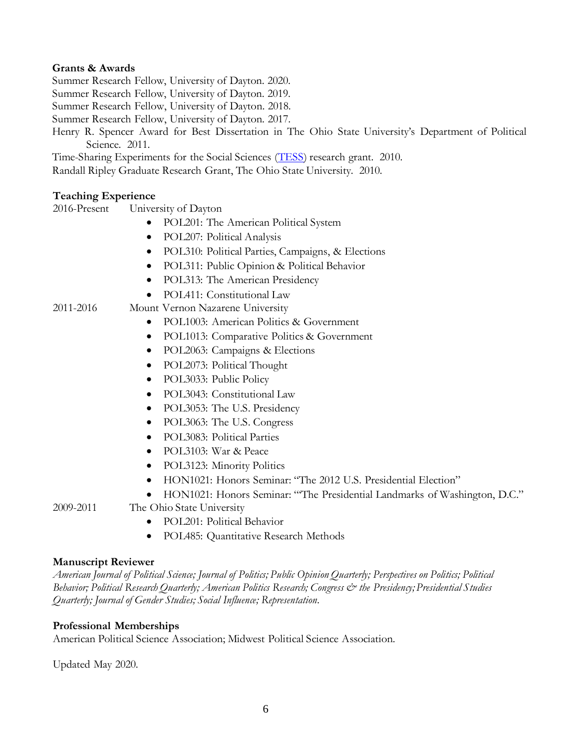**Grants & Awards**

Summer Research Fellow, University of Dayton. 2020.
Summer Research Fellow, University of Dayton. 2019.
Summer Research Fellow, University of Dayton. 2018.
Summer Research Fellow, University of Dayton. 2017.
Henry R. Spencer Award for Best Dissertation in The Ohio State University's Department of Political Science. 2011.
Time-Sharing Experiments for the Social Sciences (TESS) research grant. 2010.
Randall Ripley Graduate Research Grant, The Ohio State University. 2010.

**Teaching Experience**

2016-Present University of Dayton

- POL201: The American Political System
- POL207: Political Analysis
- POL310: Political Parties, Campaigns, & Elections
- POL311: Public Opinion & Political Behavior
- POL313: The American Presidency
- POL411: Constitutional Law

2011-2016 Mount Vernon Nazarene University

- POL1003: American Politics & Government
- POL1013: Comparative Politics & Government
- POL2063: Campaigns & Elections
- POL2073: Political Thought
- POL3033: Public Policy
- POL3043: Constitutional Law
- POL3053: The U.S. Presidency
- POL3063: The U.S. Congress
- POL3083: Political Parties
- POL3103: War & Peace
- POL3123: Minority Politics
- HON1021: Honors Seminar: "The 2012 U.S. Presidential Election"
- HON1021: Honors Seminar: ""The Presidential Landmarks of Washington, D.C."

2009-2011 The Ohio State University

- POL201: Political Behavior
- POL485: Quantitative Research Methods

**Manuscript Reviewer**

*American Journal of Political Science; Journal of Politics; Public Opinion Quarterly; Perspectives on Politics; Political Behavior; Political Research Quarterly; American Politics Research; Congress & the Presidency; Presidential Studies Quarterly; Journal of Gender Studies; Social Influence; Representation.*

**Professional Memberships**

American Political Science Association; Midwest Political Science Association.

Updated May 2020.